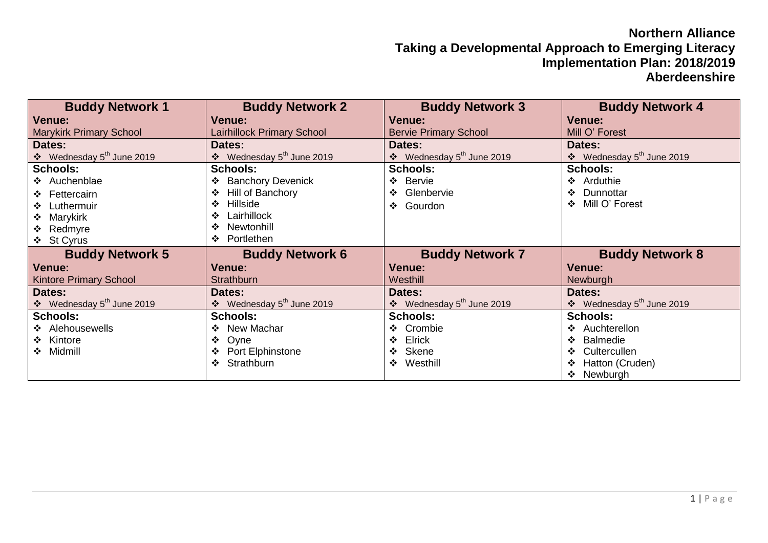# Northern Alliance
## Taking a Developmental Approach to Emerging Literacy
## Implementation Plan: 2018/2019
## Aberdeenshire

| Buddy Network 1 | Buddy Network 2 | Buddy Network 3 | Buddy Network 4 |
|---|---|---|---|
| **Venue:**<br>Marykirk Primary School | **Venue:**<br>Lairhillock Primary School | **Venue:**<br>Bervie Primary School | **Venue:**<br>Mill O' Forest |
| **Dates:**<br>❖ Wednesday 5th June 2019 | **Dates:**<br>❖ Wednesday 5th June 2019 | **Dates:**<br>❖ Wednesday 5th June 2019 | **Dates:**<br>❖ Wednesday 5th June 2019 |
| **Schools:**<br>❖ Auchenblae<br>❖ Fettercairn<br>❖ Luthermuir<br>❖ Marykirk<br>❖ Redmyre<br>❖ St Cyrus | **Schools:**<br>❖ Banchory Devenick<br>❖ Hill of Banchory<br>❖ Hillside<br>❖ Lairhillock<br>❖ Newtonhill<br>❖ Portlethen | **Schools:**<br>❖ Bervie<br>❖ Glenbervie<br>❖ Gourdon | **Schools:**<br>❖ Arduthie<br>❖ Dunnottar<br>❖ Mill O' Forest |

| Buddy Network 5 | Buddy Network 6 | Buddy Network 7 | Buddy Network 8 |
|---|---|---|---|
| **Venue:**<br>Kintore Primary School | **Venue:**<br>Strathburn | **Venue:**<br>Westhill | **Venue:**<br>Newburgh |
| **Dates:**<br>❖ Wednesday 5th June 2019 | **Dates:**<br>❖ Wednesday 5th June 2019 | **Dates:**<br>❖ Wednesday 5th June 2019 | **Dates:**<br>❖ Wednesday 5th June 2019 |
| **Schools:**<br>❖ Alehousewells<br>❖ Kintore<br>❖ Midmill | **Schools:**<br>❖ New Machar<br>❖ Oyne<br>❖ Port Elphinstone<br>❖ Strathburn | **Schools:**<br>❖ Crombie<br>❖ Elrick<br>❖ Skene<br>❖ Westhill | **Schools:**<br>❖ Auchterellon<br>❖ Balmedie<br>❖ Cultercullen<br>❖ Hatton (Cruden)<br>❖ Newburgh |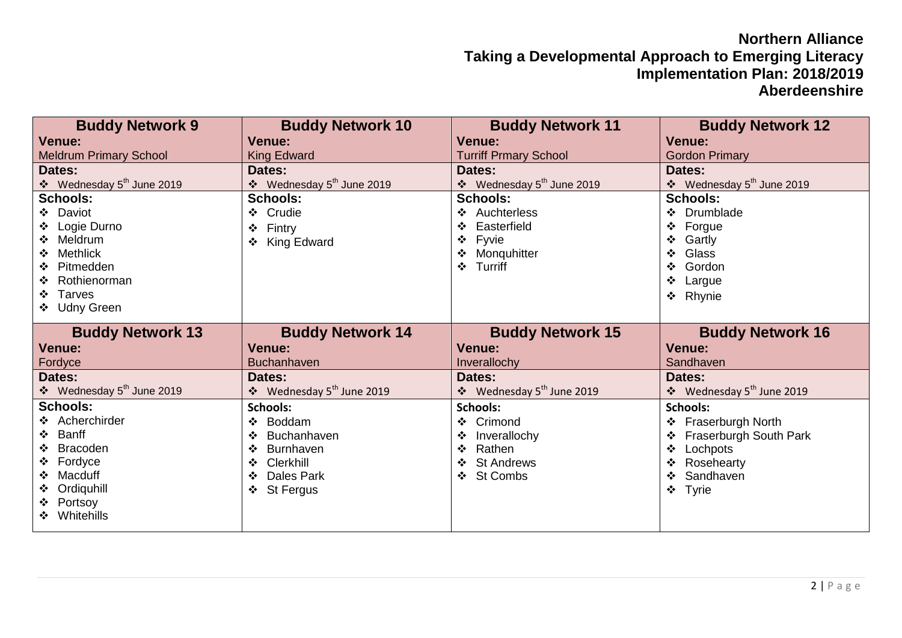**Northern Alliance**
**Taking a Developmental Approach to Emerging Literacy**
**Implementation Plan: 2018/2019**
**Aberdeenshire**

| Buddy Network 9 | Buddy Network 10 | Buddy Network 11 | Buddy Network 12 |
|---|---|---|---|
| **Venue:** Meldrum Primary School | **Venue:** King Edward | **Venue:** Turriff Prmary School | **Venue:** Gordon Primary |
| **Dates:** ❖ Wednesday 5th June 2019 | **Dates:** ❖ Wednesday 5th June 2019 | **Dates:** ❖ Wednesday 5th June 2019 | **Dates:** ❖ Wednesday 5th June 2019 |
| **Schools:** ❖ Daviot ❖ Logie Durno ❖ Meldrum ❖ Methlick ❖ Pitmedden ❖ Rothienorman ❖ Tarves ❖ Udny Green | **Schools:** ❖ Crudie ❖ Fintry ❖ King Edward | **Schools:** ❖ Auchterless ❖ Easterfield ❖ Fyvie ❖ Monquhitter ❖ Turriff | **Schools:** ❖ Drumblade ❖ Forgue ❖ Gartly ❖ Glass ❖ Gordon ❖ Largue ❖ Rhynie |

| Buddy Network 13 | Buddy Network 14 | Buddy Network 15 | Buddy Network 16 |
|---|---|---|---|
| **Venue:** Fordyce | **Venue:** Buchanhaven | **Venue:** Inverallochy | **Venue:** Sandhaven |
| **Dates:** ❖ Wednesday 5th June 2019 | **Dates:** ❖ Wednesday 5th June 2019 | **Dates:** ❖ Wednesday 5th June 2019 | **Dates:** ❖ Wednesday 5th June 2019 |
| **Schools:** ❖ Acherchirder ❖ Banff ❖ Bracoden ❖ Fordyce ❖ Macduff ❖ Ordiquhill ❖ Portsoy ❖ Whitehills | **Schools:** ❖ Boddam ❖ Buchanhaven ❖ Burnhaven ❖ Clerkhill ❖ Dales Park ❖ St Fergus | **Schools:** ❖ Crimond ❖ Inverallochy ❖ Rathen ❖ St Andrews ❖ St Combs | **Schools:** ❖ Fraserburgh North ❖ Fraserburgh South Park ❖ Lochpots ❖ Rosehearty ❖ Sandhaven ❖ Tyrie |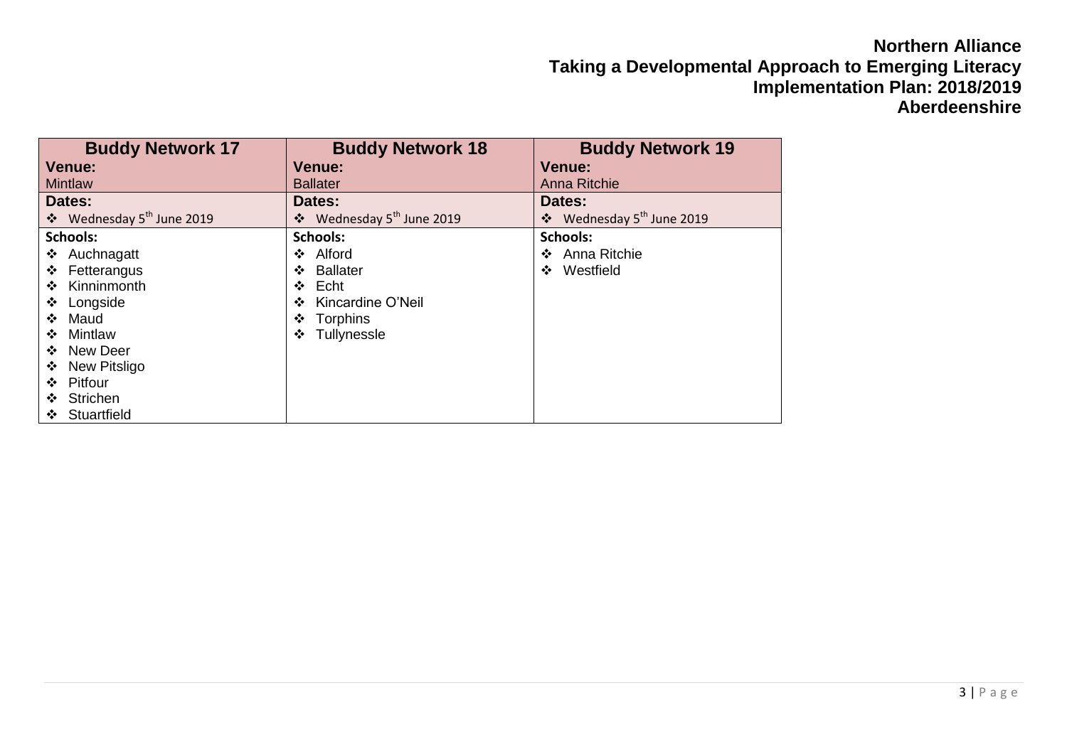**Northern Alliance**
**Taking a Developmental Approach to Emerging Literacy**
**Implementation Plan: 2018/2019**
**Aberdeenshire**

| **Buddy Network 17** | **Buddy Network 18** | **Buddy Network 19** |
|---|---|---|
| **Venue:**<br>Mintlaw | **Venue:**<br>Ballater | **Venue:**<br>Anna Ritchie |
| **Dates:**<br>❖ Wednesday 5th June 2019 | **Dates:**<br>❖ Wednesday 5th June 2019 | **Dates:**<br>❖ Wednesday 5th June 2019 |
| **Schools:**<br>❖ Auchnagatt<br>❖ Fetterangus<br>❖ Kinninmonth<br>❖ Longside<br>❖ Maud<br>❖ Mintlaw<br>❖ New Deer<br>❖ New Pitsligo<br>❖ Pitfour<br>❖ Strichen<br>❖ Stuartfield | **Schools:**<br>❖ Alford<br>❖ Ballater<br>❖ Echt<br>❖ Kincardine O'Neil<br>❖ Torphins<br>❖ Tullynessle | **Schools:**<br>❖ Anna Ritchie<br>❖ Westfield |